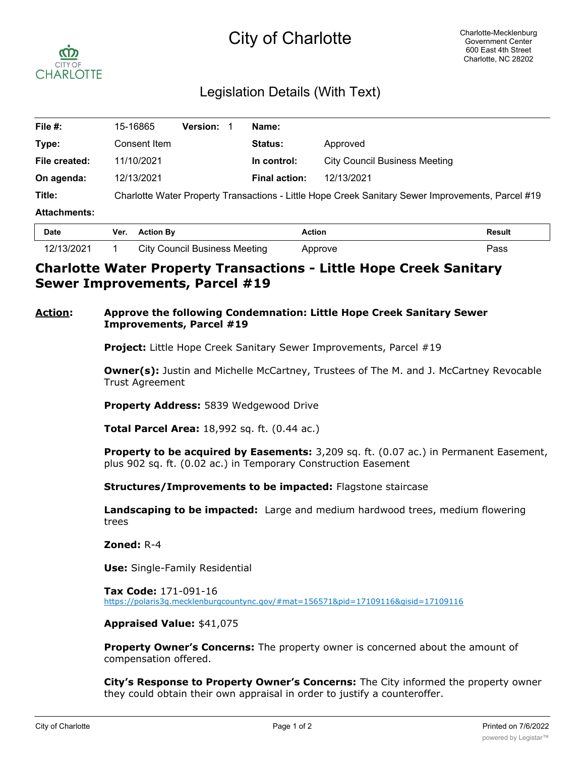# City of Charlotte

Charlotte-Mecklenburg Government Center
600 East 4th Street
Charlotte, NC 28202

## Legislation Details (With Text)

| | | | | | |
|---|---|---|---|---|---|
| **File #:** | 15-16865 | **Version:** 1 | | **Name:** | |
| **Type:** | Consent Item | | | **Status:** | Approved |
| **File created:** | 11/10/2021 | | | **In control:** | City Council Business Meeting |
| **On agenda:** | 12/13/2021 | | | **Final action:** | 12/13/2021 |

**Title:** Charlotte Water Property Transactions - Little Hope Creek Sanitary Sewer Improvements, Parcel #19

**Attachments:**

| Date | Ver. | Action By | Action | Result |
|---|---|---|---|---|
| 12/13/2021 | 1 | City Council Business Meeting | Approve | Pass |

## Charlotte Water Property Transactions - Little Hope Creek Sanitary Sewer Improvements, Parcel #19

**Action:** **Approve the following Condemnation: Little Hope Creek Sanitary Sewer Improvements, Parcel #19**

**Project:** Little Hope Creek Sanitary Sewer Improvements, Parcel #19

**Owner(s):** Justin and Michelle McCartney, Trustees of The M. and J. McCartney Revocable Trust Agreement

**Property Address:** 5839 Wedgewood Drive

**Total Parcel Area:** 18,992 sq. ft. (0.44 ac.)

**Property to be acquired by Easements:** 3,209 sq. ft. (0.07 ac.) in Permanent Easement, plus 902 sq. ft. (0.02 ac.) in Temporary Construction Easement

**Structures/Improvements to be impacted:** Flagstone staircase

**Landscaping to be impacted:** Large and medium hardwood trees, medium flowering trees

**Zoned:** R-4

**Use:** Single-Family Residential

**Tax Code:** 171-091-16
https://polaris3g.mecklenburgcountync.gov/#mat=156571&pid=17109116&gisid=17109116

**Appraised Value:** $41,075

**Property Owner's Concerns:** The property owner is concerned about the amount of compensation offered.

**City's Response to Property Owner's Concerns:** The City informed the property owner they could obtain their own appraisal in order to justify a counteroffer.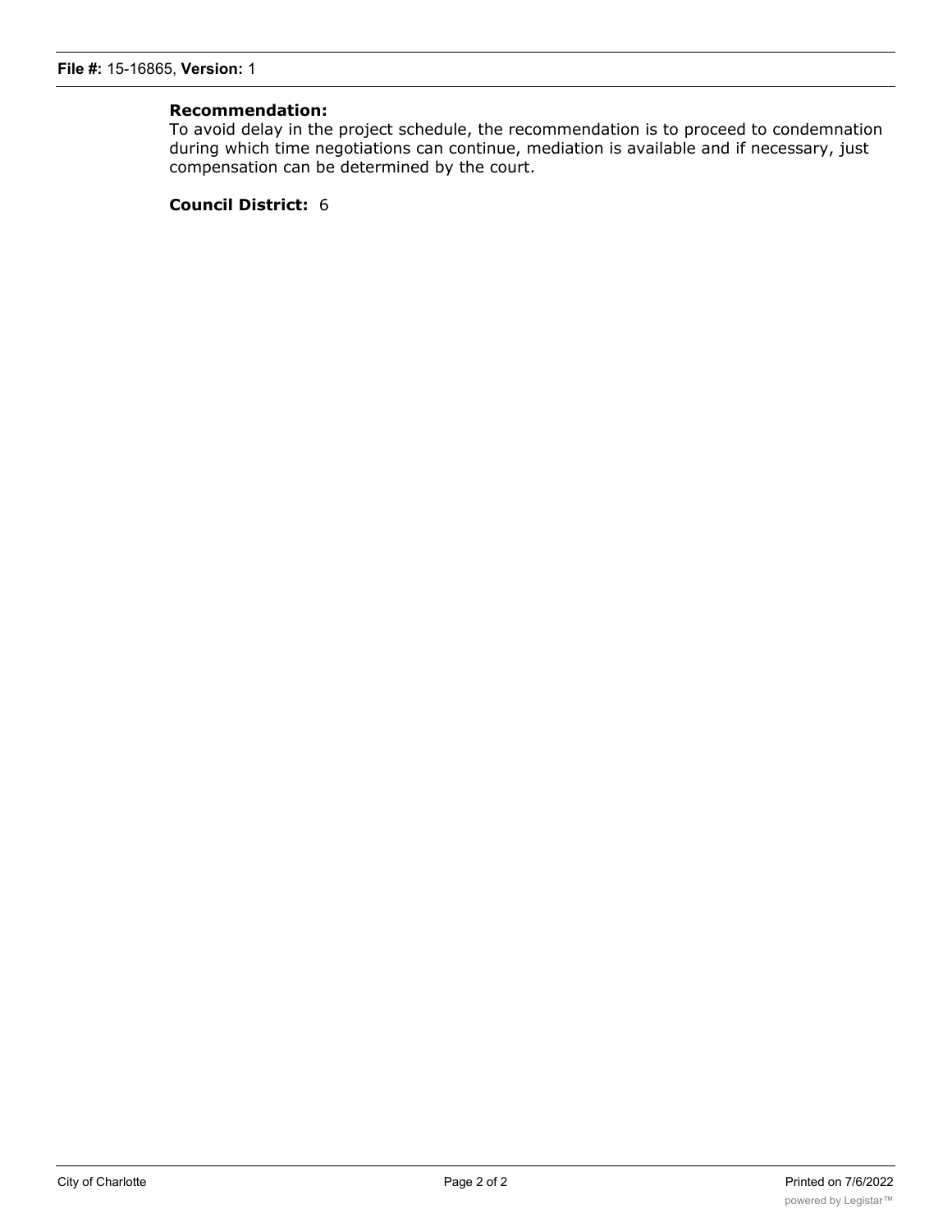**Recommendation:**

To avoid delay in the project schedule, the recommendation is to proceed to condemnation during which time negotiations can continue, mediation is available and if necessary, just compensation can be determined by the court.

**Council District:** 6